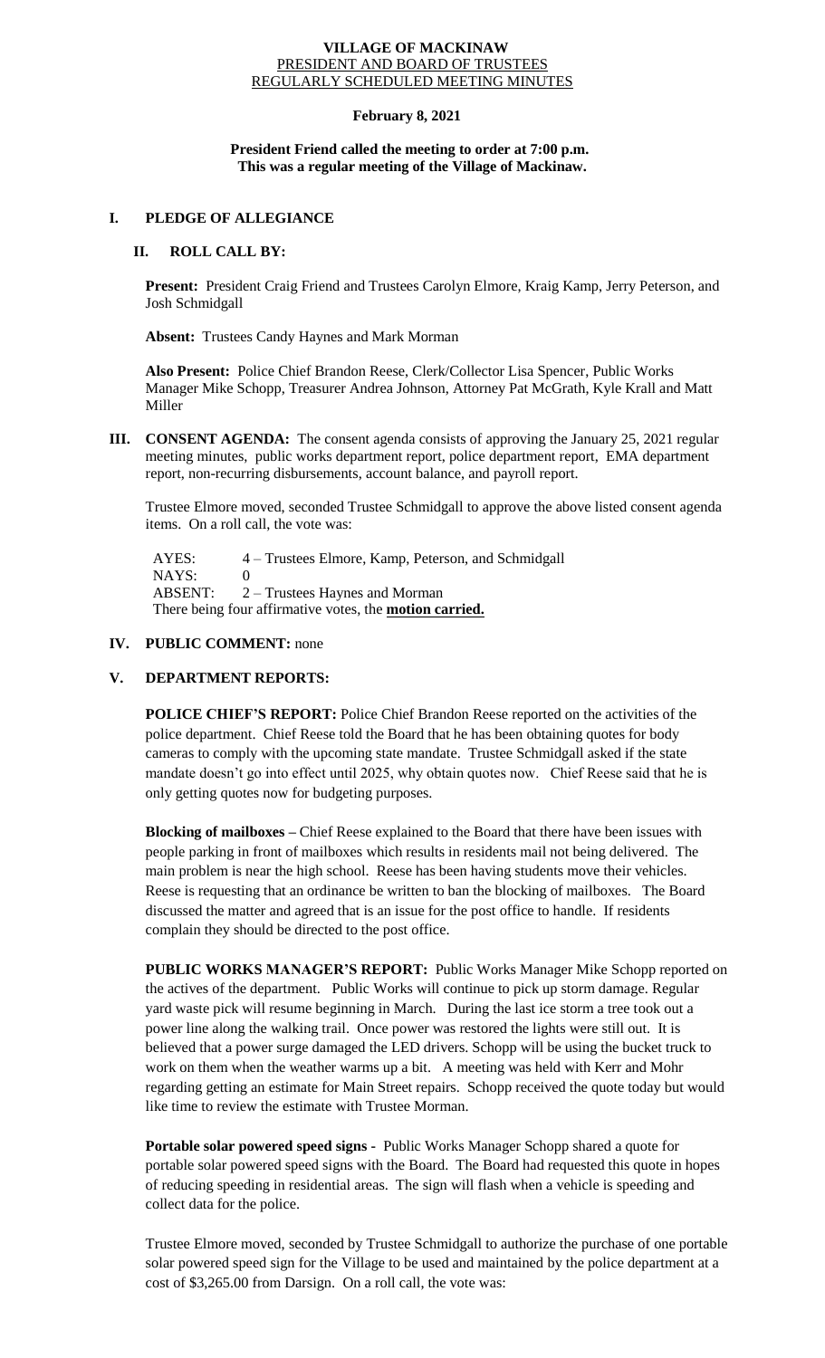# VILLAGE OF MACKINAW
## PRESIDENT AND BOARD OF TRUSTEES
## REGULARLY SCHEDULED MEETING MINUTES

**February 8, 2021**

**President Friend called the meeting to order at 7:00 p.m.**
**This was a regular meeting of the Village of Mackinaw.**

## I. PLEDGE OF ALLEGIANCE

## II. ROLL CALL BY:

**Present:** President Craig Friend and Trustees Carolyn Elmore, Kraig Kamp, Jerry Peterson, and Josh Schmidgall

**Absent:** Trustees Candy Haynes and Mark Morman

**Also Present:** Police Chief Brandon Reese, Clerk/Collector Lisa Spencer, Public Works Manager Mike Schopp, Treasurer Andrea Johnson, Attorney Pat McGrath, Kyle Krall and Matt Miller

## III. CONSENT AGENDA:

The consent agenda consists of approving the January 25, 2021 regular meeting minutes, public works department report, police department report, EMA department report, non-recurring disbursements, account balance, and payroll report.

Trustee Elmore moved, seconded Trustee Schmidgall to approve the above listed consent agenda items. On a roll call, the vote was:

AYES: 4 – Trustees Elmore, Kamp, Peterson, and Schmidgall
NAYS: 0
ABSENT: 2 – Trustees Haynes and Morman
There being four affirmative votes, the **motion carried.**

## IV. PUBLIC COMMENT: none

## V. DEPARTMENT REPORTS:

**POLICE CHIEF'S REPORT:** Police Chief Brandon Reese reported on the activities of the police department. Chief Reese told the Board that he has been obtaining quotes for body cameras to comply with the upcoming state mandate. Trustee Schmidgall asked if the state mandate doesn't go into effect until 2025, why obtain quotes now. Chief Reese said that he is only getting quotes now for budgeting purposes.

**Blocking of mailboxes –** Chief Reese explained to the Board that there have been issues with people parking in front of mailboxes which results in residents mail not being delivered. The main problem is near the high school. Reese has been having students move their vehicles. Reese is requesting that an ordinance be written to ban the blocking of mailboxes. The Board discussed the matter and agreed that is an issue for the post office to handle. If residents complain they should be directed to the post office.

**PUBLIC WORKS MANAGER'S REPORT:** Public Works Manager Mike Schopp reported on the actives of the department. Public Works will continue to pick up storm damage. Regular yard waste pick will resume beginning in March. During the last ice storm a tree took out a power line along the walking trail. Once power was restored the lights were still out. It is believed that a power surge damaged the LED drivers. Schopp will be using the bucket truck to work on them when the weather warms up a bit. A meeting was held with Kerr and Mohr regarding getting an estimate for Main Street repairs. Schopp received the quote today but would like time to review the estimate with Trustee Morman.

**Portable solar powered speed signs -** Public Works Manager Schopp shared a quote for portable solar powered speed signs with the Board. The Board had requested this quote in hopes of reducing speeding in residential areas. The sign will flash when a vehicle is speeding and collect data for the police.

Trustee Elmore moved, seconded by Trustee Schmidgall to authorize the purchase of one portable solar powered speed sign for the Village to be used and maintained by the police department at a cost of $3,265.00 from Darsign. On a roll call, the vote was: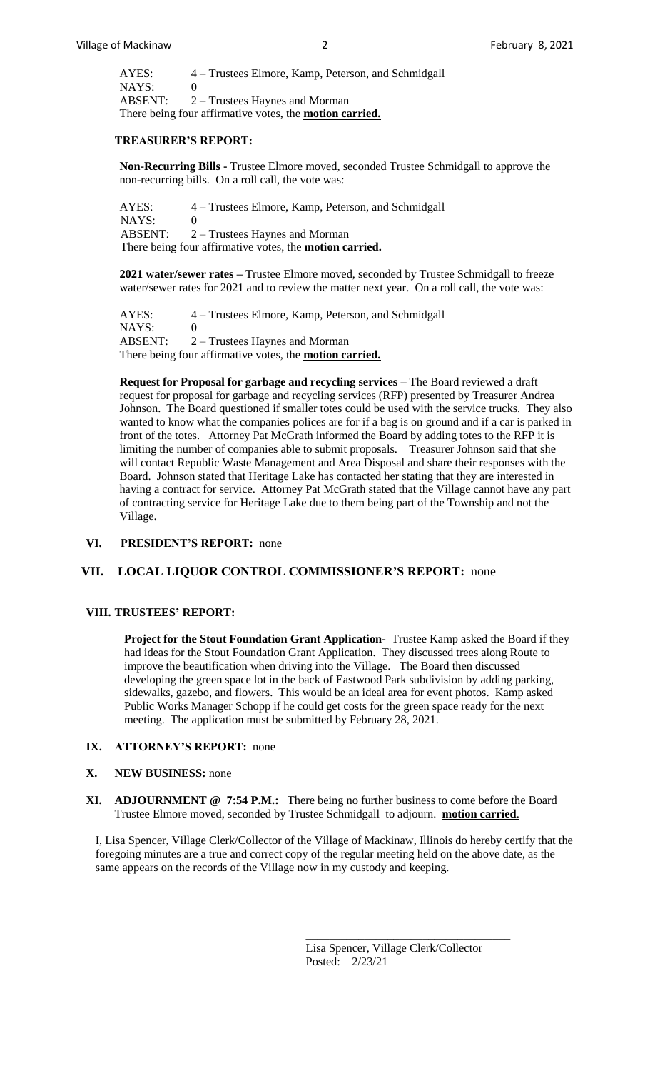AYES: 4 – Trustees Elmore, Kamp, Peterson, and Schmidgall
NAYS: 0
ABSENT: 2 – Trustees Haynes and Morman
There being four affirmative votes, the **motion carried.**

**TREASURER'S REPORT:**

**Non-Recurring Bills -** Trustee Elmore moved, seconded Trustee Schmidgall to approve the non-recurring bills. On a roll call, the vote was:

AYES: 4 – Trustees Elmore, Kamp, Peterson, and Schmidgall
NAYS: 0
ABSENT: 2 – Trustees Haynes and Morman
There being four affirmative votes, the **motion carried.**

**2021 water/sewer rates –** Trustee Elmore moved, seconded by Trustee Schmidgall to freeze water/sewer rates for 2021 and to review the matter next year. On a roll call, the vote was:

AYES: 4 – Trustees Elmore, Kamp, Peterson, and Schmidgall
NAYS: 0
ABSENT: 2 – Trustees Haynes and Morman
There being four affirmative votes, the **motion carried.**

**Request for Proposal for garbage and recycling services –** The Board reviewed a draft request for proposal for garbage and recycling services (RFP) presented by Treasurer Andrea Johnson. The Board questioned if smaller totes could be used with the service trucks. They also wanted to know what the companies polices are for if a bag is on ground and if a car is parked in front of the totes. Attorney Pat McGrath informed the Board by adding totes to the RFP it is limiting the number of companies able to submit proposals. Treasurer Johnson said that she will contact Republic Waste Management and Area Disposal and share their responses with the Board. Johnson stated that Heritage Lake has contacted her stating that they are interested in having a contract for service. Attorney Pat McGrath stated that the Village cannot have any part of contracting service for Heritage Lake due to them being part of the Township and not the Village.

## VI. PRESIDENT'S REPORT: none

## VII. LOCAL LIQUOR CONTROL COMMISSIONER'S REPORT: none

## VIII. TRUSTEES' REPORT:

**Project for the Stout Foundation Grant Application-** Trustee Kamp asked the Board if they had ideas for the Stout Foundation Grant Application. They discussed trees along Route to improve the beautification when driving into the Village. The Board then discussed developing the green space lot in the back of Eastwood Park subdivision by adding parking, sidewalks, gazebo, and flowers. This would be an ideal area for event photos. Kamp asked Public Works Manager Schopp if he could get costs for the green space ready for the next meeting. The application must be submitted by February 28, 2021.

## IX. ATTORNEY'S REPORT: none

## X. NEW BUSINESS: none

## XI. ADJOURNMENT @ 7:54 P.M.:

There being no further business to come before the Board Trustee Elmore moved, seconded by Trustee Schmidgall to adjourn. **motion carried**.

I, Lisa Spencer, Village Clerk/Collector of the Village of Mackinaw, Illinois do hereby certify that the foregoing minutes are a true and correct copy of the regular meeting held on the above date, as the same appears on the records of the Village now in my custody and keeping.

\_\_\_\_\_\_\_\_\_\_\_\_\_\_\_\_\_\_\_\_\_\_\_\_\_\_\_\_\_\_\_\_\_\_\_

Lisa Spencer, Village Clerk/Collector
Posted: 2/23/21